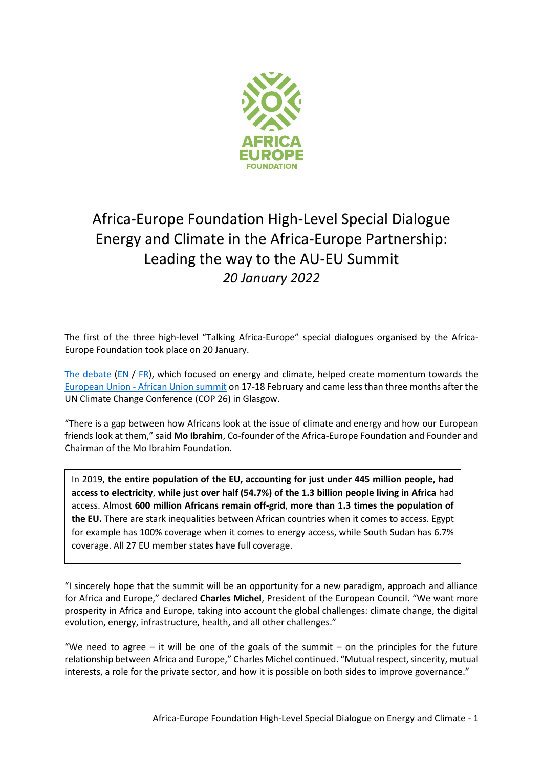# Africa-Europe Foundation High-Level Special Dialogue Energy and Climate in the Africa-Europe Partnership: Leading the way to the AU-EU Summit

*20 January 2022*

The first of the three high-level "Talking Africa-Europe" special dialogues organised by the Africa-Europe Foundation took place on 20 January.

The debate (EN / FR), which focused on energy and climate, helped create momentum towards the European Union - African Union summit on 17-18 February and came less than three months after the UN Climate Change Conference (COP 26) in Glasgow.

"There is a gap between how Africans look at the issue of climate and energy and how our European friends look at them," said **Mo Ibrahim**, Co-founder of the Africa-Europe Foundation and Founder and Chairman of the Mo Ibrahim Foundation.

> In 2019, **the entire population of the EU, accounting for just under 445 million people, had access to electricity**, **while just over half (54.7%) of the 1.3 billion people living in Africa** had access. Almost **600 million Africans remain off-grid**, **more than 1.3 times the population of the EU.** There are stark inequalities between African countries when it comes to access. Egypt for example has 100% coverage when it comes to energy access, while South Sudan has 6.7% coverage. All 27 EU member states have full coverage.

"I sincerely hope that the summit will be an opportunity for a new paradigm, approach and alliance for Africa and Europe," declared **Charles Michel**, President of the European Council. "We want more prosperity in Africa and Europe, taking into account the global challenges: climate change, the digital evolution, energy, infrastructure, health, and all other challenges."

"We need to agree – it will be one of the goals of the summit – on the principles for the future relationship between Africa and Europe," Charles Michel continued. "Mutual respect, sincerity, mutual interests, a role for the private sector, and how it is possible on both sides to improve governance."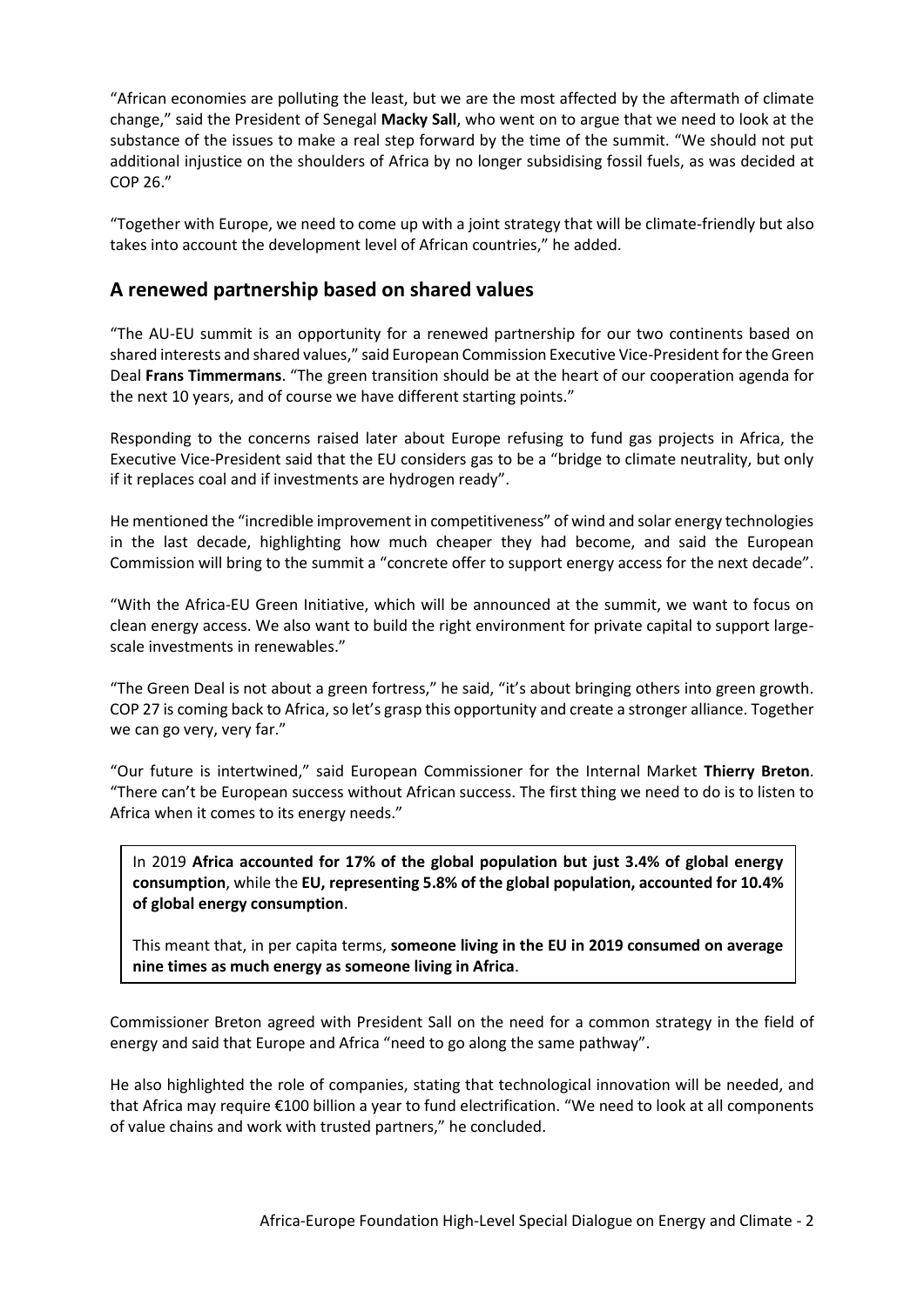"African economies are polluting the least, but we are the most affected by the aftermath of climate change," said the President of Senegal **Macky Sall**, who went on to argue that we need to look at the substance of the issues to make a real step forward by the time of the summit. "We should not put additional injustice on the shoulders of Africa by no longer subsidising fossil fuels, as was decided at COP 26."

"Together with Europe, we need to come up with a joint strategy that will be climate-friendly but also takes into account the development level of African countries," he added.

## A renewed partnership based on shared values

"The AU-EU summit is an opportunity for a renewed partnership for our two continents based on shared interests and shared values," said European Commission Executive Vice-President for the Green Deal **Frans Timmermans**. "The green transition should be at the heart of our cooperation agenda for the next 10 years, and of course we have different starting points."

Responding to the concerns raised later about Europe refusing to fund gas projects in Africa, the Executive Vice-President said that the EU considers gas to be a "bridge to climate neutrality, but only if it replaces coal and if investments are hydrogen ready".

He mentioned the "incredible improvement in competitiveness" of wind and solar energy technologies in the last decade, highlighting how much cheaper they had become, and said the European Commission will bring to the summit a "concrete offer to support energy access for the next decade".

"With the Africa-EU Green Initiative, which will be announced at the summit, we want to focus on clean energy access. We also want to build the right environment for private capital to support large-scale investments in renewables."

"The Green Deal is not about a green fortress," he said, "it's about bringing others into green growth. COP 27 is coming back to Africa, so let's grasp this opportunity and create a stronger alliance. Together we can go very, very far."

"Our future is intertwined," said European Commissioner for the Internal Market **Thierry Breton**. "There can't be European success without African success. The first thing we need to do is to listen to Africa when it comes to its energy needs."

> In 2019 **Africa accounted for 17% of the global population but just 3.4% of global energy consumption**, while the **EU, representing 5.8% of the global population, accounted for 10.4% of global energy consumption**.
>
> This meant that, in per capita terms, **someone living in the EU in 2019 consumed on average nine times as much energy as someone living in Africa**.

Commissioner Breton agreed with President Sall on the need for a common strategy in the field of energy and said that Europe and Africa "need to go along the same pathway".

He also highlighted the role of companies, stating that technological innovation will be needed, and that Africa may require €100 billion a year to fund electrification. "We need to look at all components of value chains and work with trusted partners," he concluded.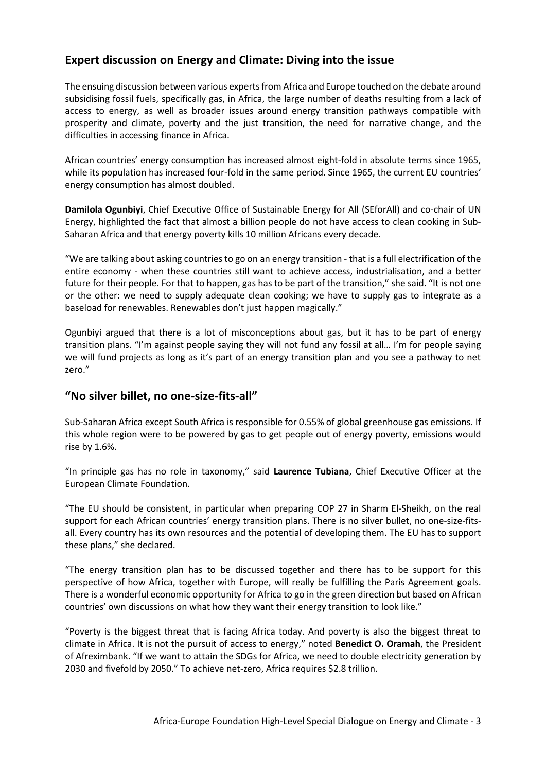## Expert discussion on Energy and Climate: Diving into the issue

The ensuing discussion between various experts from Africa and Europe touched on the debate around subsidising fossil fuels, specifically gas, in Africa, the large number of deaths resulting from a lack of access to energy, as well as broader issues around energy transition pathways compatible with prosperity and climate, poverty and the just transition, the need for narrative change, and the difficulties in accessing finance in Africa.

African countries' energy consumption has increased almost eight-fold in absolute terms since 1965, while its population has increased four-fold in the same period. Since 1965, the current EU countries' energy consumption has almost doubled.

**Damilola Ogunbiyi**, Chief Executive Office of Sustainable Energy for All (SEforAll) and co-chair of UN Energy, highlighted the fact that almost a billion people do not have access to clean cooking in Sub-Saharan Africa and that energy poverty kills 10 million Africans every decade.

"We are talking about asking countries to go on an energy transition - that is a full electrification of the entire economy - when these countries still want to achieve access, industrialisation, and a better future for their people. For that to happen, gas has to be part of the transition," she said. "It is not one or the other: we need to supply adequate clean cooking; we have to supply gas to integrate as a baseload for renewables. Renewables don't just happen magically."

Ogunbiyi argued that there is a lot of misconceptions about gas, but it has to be part of energy transition plans. "I'm against people saying they will not fund any fossil at all… I'm for people saying we will fund projects as long as it's part of an energy transition plan and you see a pathway to net zero."

## "No silver billet, no one-size-fits-all"

Sub-Saharan Africa except South Africa is responsible for 0.55% of global greenhouse gas emissions. If this whole region were to be powered by gas to get people out of energy poverty, emissions would rise by 1.6%.

"In principle gas has no role in taxonomy," said **Laurence Tubiana**, Chief Executive Officer at the European Climate Foundation.

"The EU should be consistent, in particular when preparing COP 27 in Sharm El-Sheikh, on the real support for each African countries' energy transition plans. There is no silver bullet, no one-size-fits-all. Every country has its own resources and the potential of developing them. The EU has to support these plans," she declared.

"The energy transition plan has to be discussed together and there has to be support for this perspective of how Africa, together with Europe, will really be fulfilling the Paris Agreement goals. There is a wonderful economic opportunity for Africa to go in the green direction but based on African countries' own discussions on what how they want their energy transition to look like."

"Poverty is the biggest threat that is facing Africa today. And poverty is also the biggest threat to climate in Africa. It is not the pursuit of access to energy," noted **Benedict O. Oramah**, the President of Afreximbank. "If we want to attain the SDGs for Africa, we need to double electricity generation by 2030 and fivefold by 2050." To achieve net-zero, Africa requires $2.8 trillion.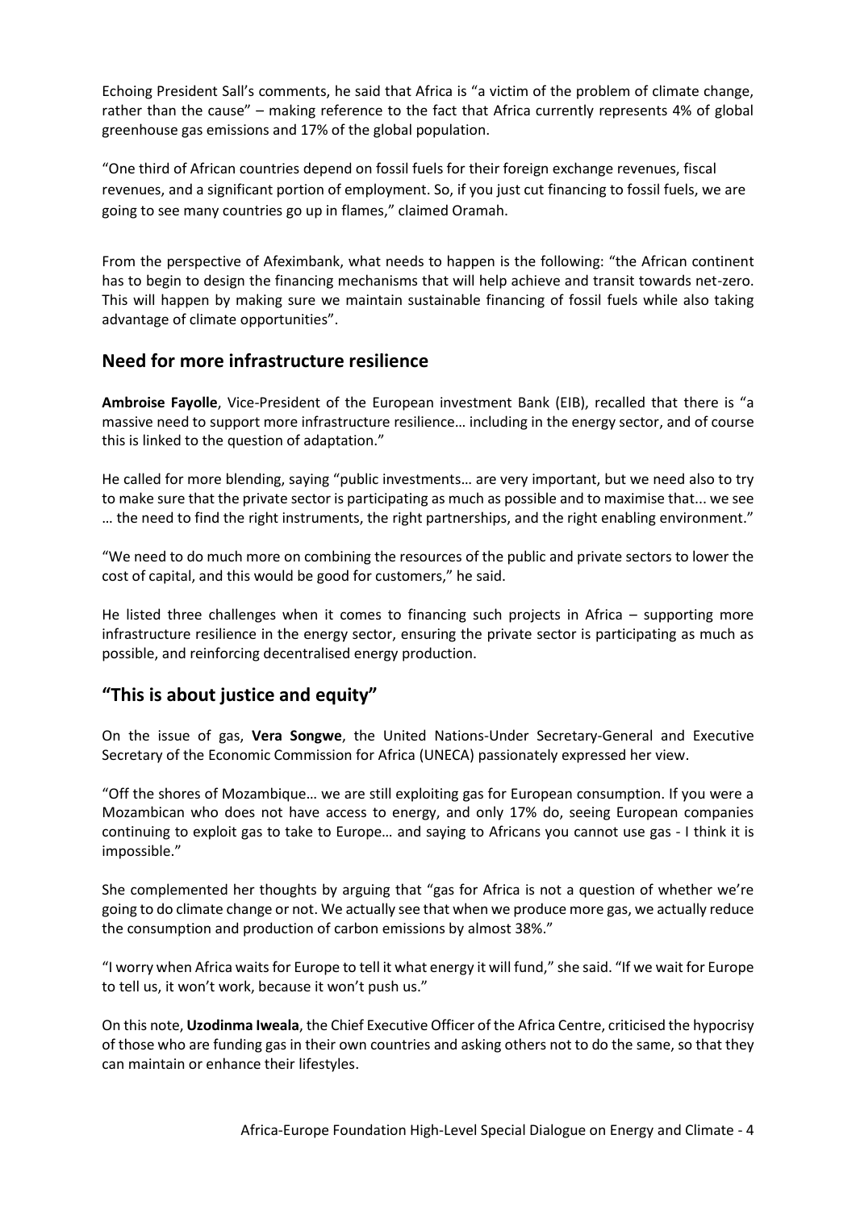Echoing President Sall's comments, he said that Africa is "a victim of the problem of climate change, rather than the cause" – making reference to the fact that Africa currently represents 4% of global greenhouse gas emissions and 17% of the global population.

"One third of African countries depend on fossil fuels for their foreign exchange revenues, fiscal revenues, and a significant portion of employment. So, if you just cut financing to fossil fuels, we are going to see many countries go up in flames," claimed Oramah.

From the perspective of Afeximbank, what needs to happen is the following: "the African continent has to begin to design the financing mechanisms that will help achieve and transit towards net-zero. This will happen by making sure we maintain sustainable financing of fossil fuels while also taking advantage of climate opportunities".

## Need for more infrastructure resilience

**Ambroise Fayolle**, Vice-President of the European investment Bank (EIB), recalled that there is "a massive need to support more infrastructure resilience… including in the energy sector, and of course this is linked to the question of adaptation."

He called for more blending, saying "public investments… are very important, but we need also to try to make sure that the private sector is participating as much as possible and to maximise that... we see … the need to find the right instruments, the right partnerships, and the right enabling environment."

"We need to do much more on combining the resources of the public and private sectors to lower the cost of capital, and this would be good for customers," he said.

He listed three challenges when it comes to financing such projects in Africa – supporting more infrastructure resilience in the energy sector, ensuring the private sector is participating as much as possible, and reinforcing decentralised energy production.

## "This is about justice and equity"

On the issue of gas, **Vera Songwe**, the United Nations-Under Secretary-General and Executive Secretary of the Economic Commission for Africa (UNECA) passionately expressed her view.

"Off the shores of Mozambique… we are still exploiting gas for European consumption. If you were a Mozambican who does not have access to energy, and only 17% do, seeing European companies continuing to exploit gas to take to Europe… and saying to Africans you cannot use gas - I think it is impossible."

She complemented her thoughts by arguing that "gas for Africa is not a question of whether we're going to do climate change or not. We actually see that when we produce more gas, we actually reduce the consumption and production of carbon emissions by almost 38%."

"I worry when Africa waits for Europe to tell it what energy it will fund," she said. "If we wait for Europe to tell us, it won't work, because it won't push us."

On this note, **Uzodinma Iweala**, the Chief Executive Officer of the Africa Centre, criticised the hypocrisy of those who are funding gas in their own countries and asking others not to do the same, so that they can maintain or enhance their lifestyles.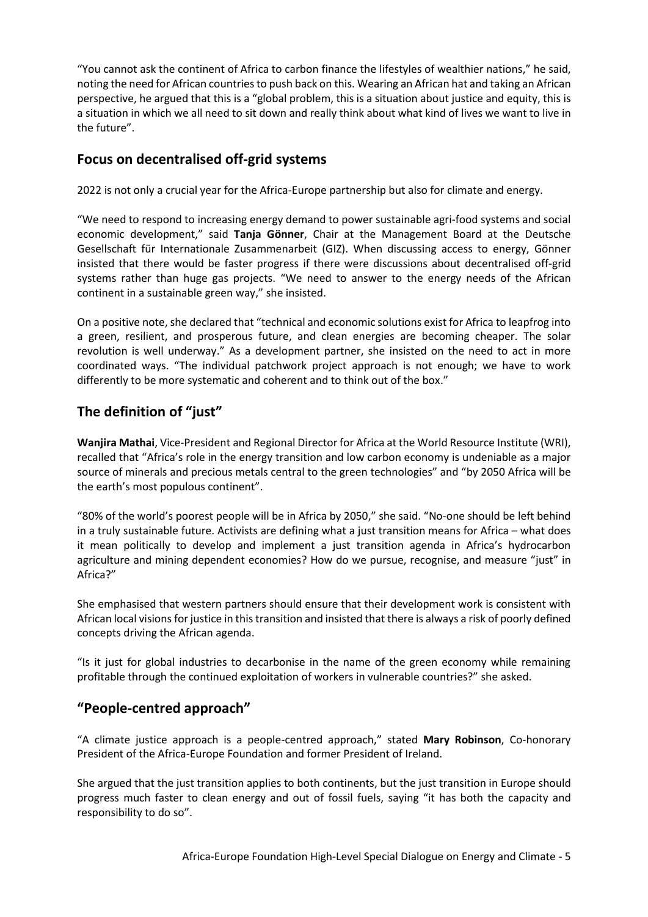"You cannot ask the continent of Africa to carbon finance the lifestyles of wealthier nations," he said, noting the need for African countries to push back on this. Wearing an African hat and taking an African perspective, he argued that this is a "global problem, this is a situation about justice and equity, this is a situation in which we all need to sit down and really think about what kind of lives we want to live in the future".

## Focus on decentralised off-grid systems

2022 is not only a crucial year for the Africa-Europe partnership but also for climate and energy.

"We need to respond to increasing energy demand to power sustainable agri-food systems and social economic development," said **Tanja Gönner**, Chair at the Management Board at the Deutsche Gesellschaft für Internationale Zusammenarbeit (GIZ). When discussing access to energy, Gönner insisted that there would be faster progress if there were discussions about decentralised off-grid systems rather than huge gas projects. "We need to answer to the energy needs of the African continent in a sustainable green way," she insisted.

On a positive note, she declared that "technical and economic solutions exist for Africa to leapfrog into a green, resilient, and prosperous future, and clean energies are becoming cheaper. The solar revolution is well underway." As a development partner, she insisted on the need to act in more coordinated ways. "The individual patchwork project approach is not enough; we have to work differently to be more systematic and coherent and to think out of the box."

## The definition of "just"

**Wanjira Mathai**, Vice-President and Regional Director for Africa at the World Resource Institute (WRI), recalled that "Africa's role in the energy transition and low carbon economy is undeniable as a major source of minerals and precious metals central to the green technologies" and "by 2050 Africa will be the earth's most populous continent".

"80% of the world's poorest people will be in Africa by 2050," she said. "No-one should be left behind in a truly sustainable future. Activists are defining what a just transition means for Africa – what does it mean politically to develop and implement a just transition agenda in Africa's hydrocarbon agriculture and mining dependent economies? How do we pursue, recognise, and measure "just" in Africa?"

She emphasised that western partners should ensure that their development work is consistent with African local visions for justice in this transition and insisted that there is always a risk of poorly defined concepts driving the African agenda.

"Is it just for global industries to decarbonise in the name of the green economy while remaining profitable through the continued exploitation of workers in vulnerable countries?" she asked.

## "People-centred approach"

"A climate justice approach is a people-centred approach," stated **Mary Robinson**, Co-honorary President of the Africa-Europe Foundation and former President of Ireland.

She argued that the just transition applies to both continents, but the just transition in Europe should progress much faster to clean energy and out of fossil fuels, saying "it has both the capacity and responsibility to do so".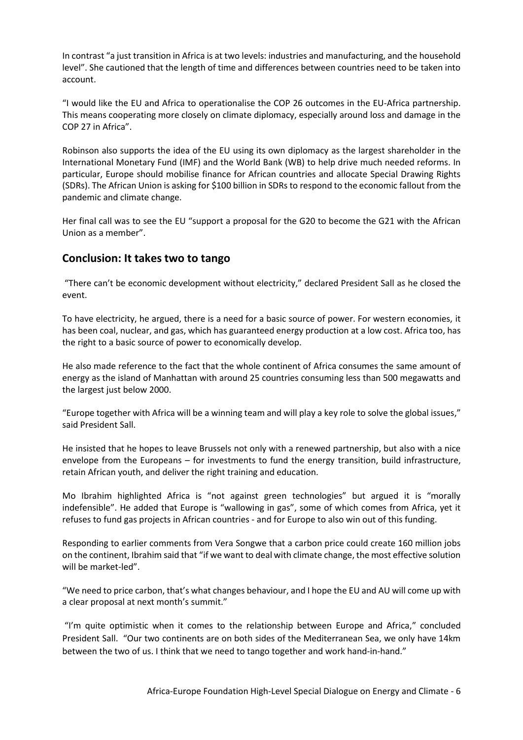In contrast "a just transition in Africa is at two levels: industries and manufacturing, and the household level". She cautioned that the length of time and differences between countries need to be taken into account.

"I would like the EU and Africa to operationalise the COP 26 outcomes in the EU-Africa partnership. This means cooperating more closely on climate diplomacy, especially around loss and damage in the COP 27 in Africa".

Robinson also supports the idea of the EU using its own diplomacy as the largest shareholder in the International Monetary Fund (IMF) and the World Bank (WB) to help drive much needed reforms. In particular, Europe should mobilise finance for African countries and allocate Special Drawing Rights (SDRs). The African Union is asking for $100 billion in SDRs to respond to the economic fallout from the pandemic and climate change.

Her final call was to see the EU "support a proposal for the G20 to become the G21 with the African Union as a member".

## Conclusion: It takes two to tango

"There can't be economic development without electricity," declared President Sall as he closed the event.

To have electricity, he argued, there is a need for a basic source of power. For western economies, it has been coal, nuclear, and gas, which has guaranteed energy production at a low cost. Africa too, has the right to a basic source of power to economically develop.

He also made reference to the fact that the whole continent of Africa consumes the same amount of energy as the island of Manhattan with around 25 countries consuming less than 500 megawatts and the largest just below 2000.

"Europe together with Africa will be a winning team and will play a key role to solve the global issues," said President Sall.

He insisted that he hopes to leave Brussels not only with a renewed partnership, but also with a nice envelope from the Europeans – for investments to fund the energy transition, build infrastructure, retain African youth, and deliver the right training and education.

Mo Ibrahim highlighted Africa is "not against green technologies" but argued it is "morally indefensible". He added that Europe is "wallowing in gas", some of which comes from Africa, yet it refuses to fund gas projects in African countries - and for Europe to also win out of this funding.

Responding to earlier comments from Vera Songwe that a carbon price could create 160 million jobs on the continent, Ibrahim said that "if we want to deal with climate change, the most effective solution will be market-led".

"We need to price carbon, that's what changes behaviour, and I hope the EU and AU will come up with a clear proposal at next month's summit."

"I'm quite optimistic when it comes to the relationship between Europe and Africa," concluded President Sall. "Our two continents are on both sides of the Mediterranean Sea, we only have 14km between the two of us. I think that we need to tango together and work hand-in-hand."